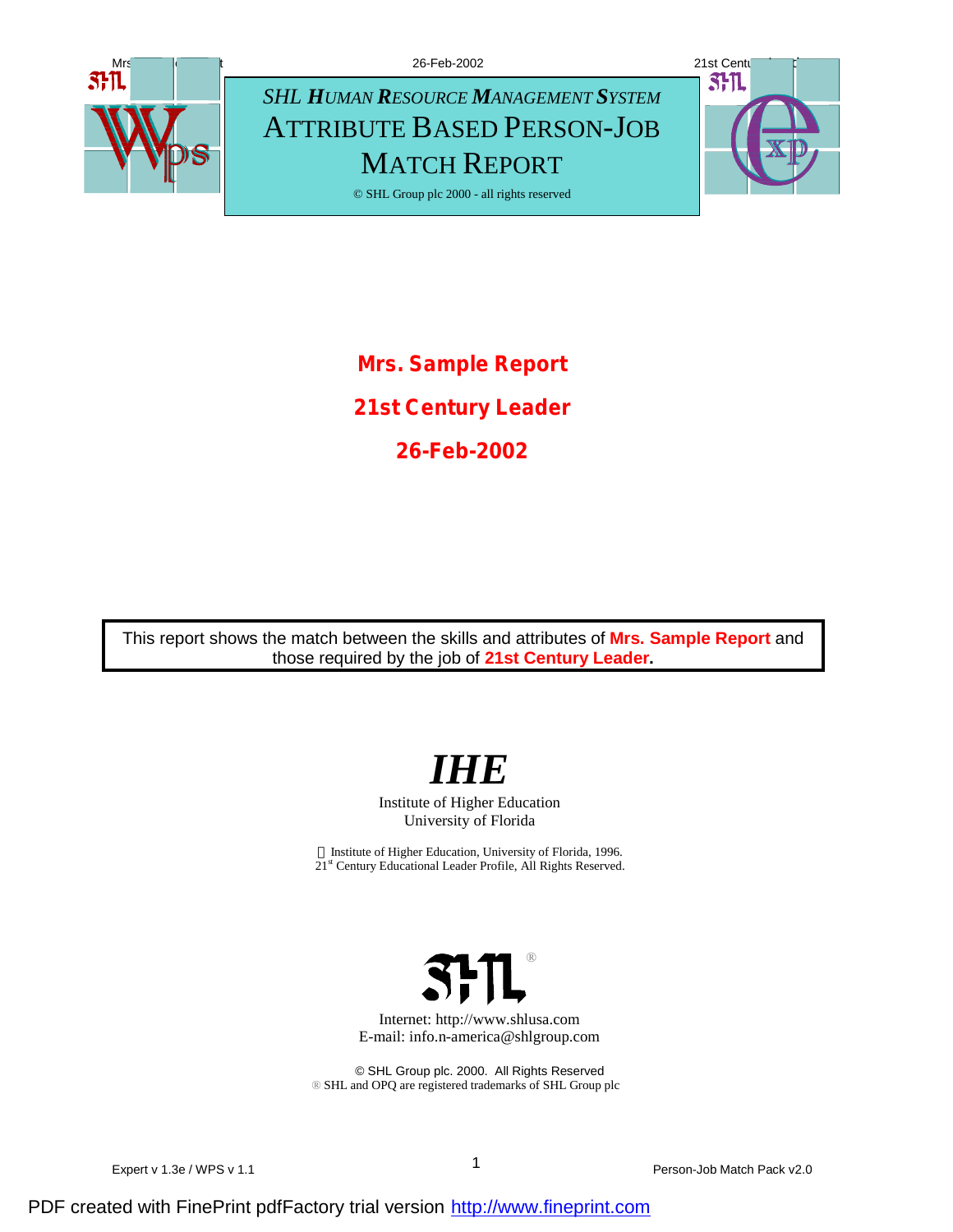*SHL **H**UMAN **R**ESOURCE **M**ANAGEMENT **S**YSTEM*

# ATTRIBUTE BASED PERSON-JOB MATCH REPORT

© SHL Group plc 2000 - all rights reserved

**Mrs. Sample Report**

**21st Century Leader**

**26-Feb-2002**

This report shows the match between the skills and attributes of **Mrs. Sample Report** and those required by the job of **21st Century Leader.**

## *IHE*

Institute of Higher Education
University of Florida

Institute of Higher Education, University of Florida, 1996.
21st Century Educational Leader Profile, All Rights Reserved.

Internet: http://www.shlusa.com
E-mail: info.n-america@shlgroup.com

© SHL Group plc. 2000. All Rights Reserved
® SHL and OPQ are registered trademarks of SHL Group plc

Expert v 1.3e / WPS v 1.1

Person-Job Match Pack v2.0

PDF created with FinePrint pdfFactory trial version http://www.fineprint.com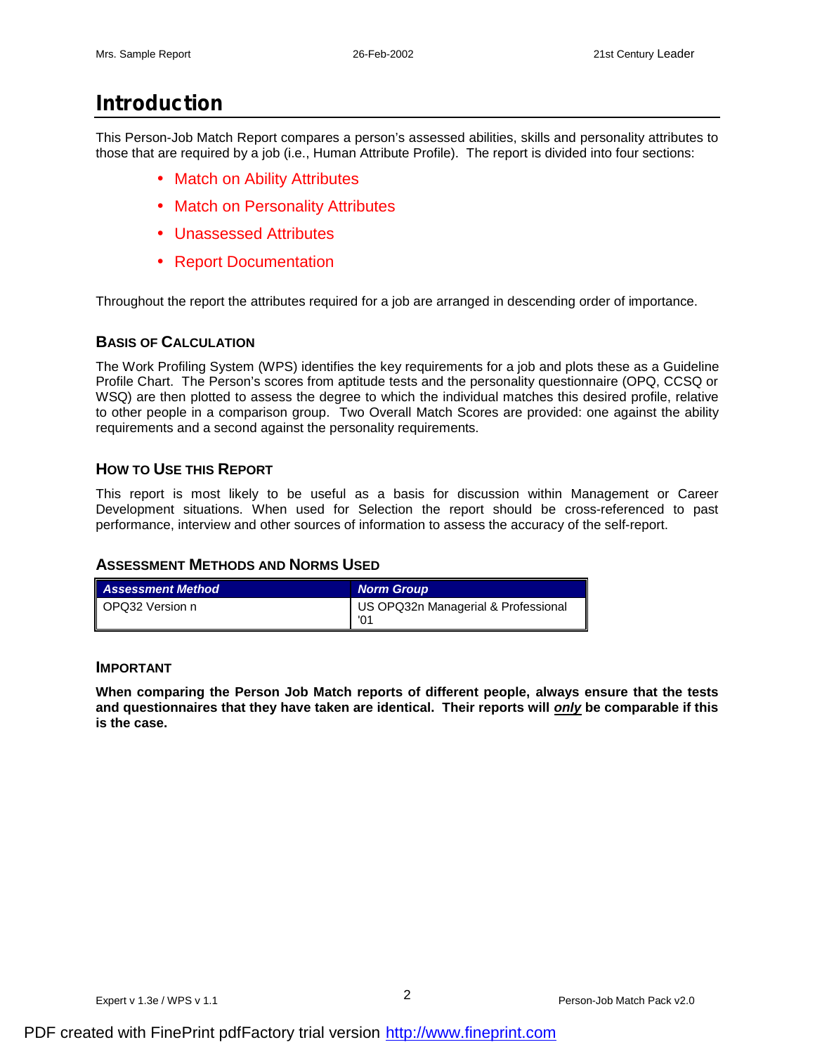# Introduction

This Person-Job Match Report compares a person's assessed abilities, skills and personality attributes to those that are required by a job (i.e., Human Attribute Profile). The report is divided into four sections:

- Match on Ability Attributes
- Match on Personality Attributes
- Unassessed Attributes
- Report Documentation

Throughout the report the attributes required for a job are arranged in descending order of importance.

### Basis of Calculation

The Work Profiling System (WPS) identifies the key requirements for a job and plots these as a Guideline Profile Chart. The Person's scores from aptitude tests and the personality questionnaire (OPQ, CCSQ or WSQ) are then plotted to assess the degree to which the individual matches this desired profile, relative to other people in a comparison group. Two Overall Match Scores are provided: one against the ability requirements and a second against the personality requirements.

### How to Use this Report

This report is most likely to be useful as a basis for discussion within Management or Career Development situations. When used for Selection the report should be cross-referenced to past performance, interview and other sources of information to assess the accuracy of the self-report.

### Assessment Methods and Norms Used

| ***Assessment Method*** | ***Norm Group*** |
|---|---|
| OPQ32 Version n | US OPQ32n Managerial & Professional '01 |

### Important

**When comparing the Person Job Match reports of different people, always ensure that the tests and questionnaires that they have taken are identical. Their reports will *only* be comparable if this is the case.**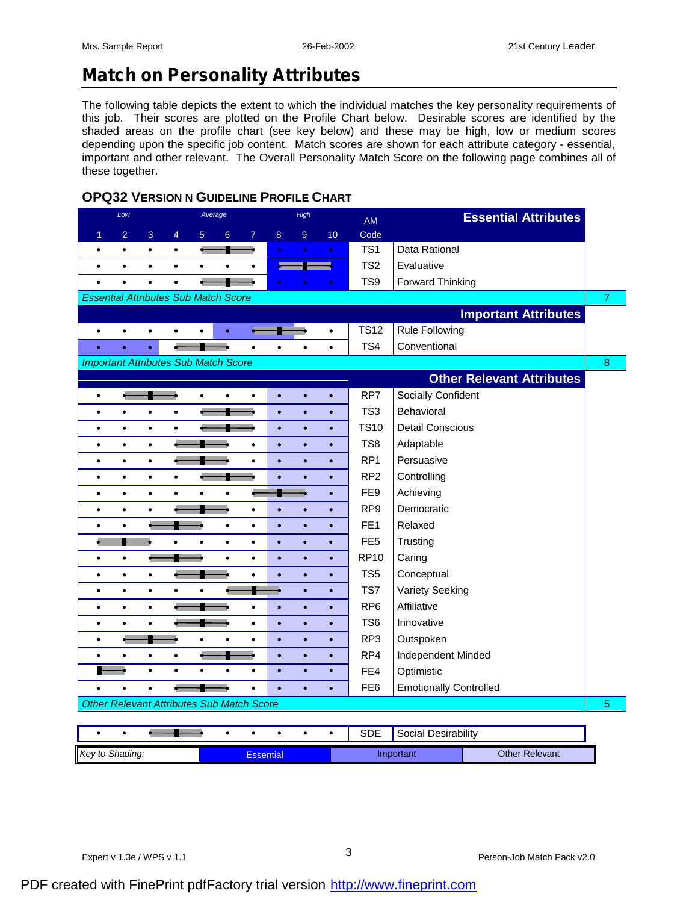# Match on Personality Attributes

The following table depicts the extent to which the individual matches the key personality requirements of this job. Their scores are plotted on the Profile Chart below. Desirable scores are identified by the shaded areas on the profile chart (see key below) and these may be high, low or medium scores depending upon the specific job content. Match scores are shown for each attribute category - essential, important and other relevant. The Overall Personality Match Score on the following page combines all of these together.

## OPQ32 Version n Guideline Profile Chart

| Score (1–10) | AM Code | Attribute | Sub Match Score |
|---|---|---|---|
| | | **Essential Attributes** | |
| 6 | TS1 | Data Rational | |
| 9 | TS2 | Evaluative | |
| 6 | TS9 | Forward Thinking | |
| *Essential Attributes Sub Match Score* | | | 7 |
| | | **Important Attributes** | |
| 8 | TS12 | Rule Following | |
| 5 | TS4 | Conventional | |
| *Important Attributes Sub Match Score* | | | 8 |
| | | **Other Relevant Attributes** | |
| 3 | RP7 | Socially Confident | |
| 6 | TS3 | Behavioral | |
| 6 | TS10 | Detail Conscious | |
| 5 | TS8 | Adaptable | |
| 5 | RP1 | Persuasive | |
| 6 | RP2 | Controlling | |
| 8 | FE9 | Achieving | |
| 5 | RP9 | Democratic | |
| 4 | FE1 | Relaxed | |
| 2 | FE5 | Trusting | |
| 4 | RP10 | Caring | |
| 5 | TS5 | Conceptual | |
| 7 | TS7 | Variety Seeking | |
| 5 | RP6 | Affiliative | |
| 5 | TS6 | Innovative | |
| 3 | RP3 | Outspoken | |
| 6 | RP4 | Independent Minded | |
| 1 | FE4 | Optimistic | |
| 5 | FE6 | Emotionally Controlled | |
| *Other Relevant Attributes Sub Match Score* | | | 5 |
| 4 | SDE | Social Desirability | |

Scale: 1–3 Low, 4–7 Average, 8–10 High

*Key to Shading:* Essential | Important | Other Relevant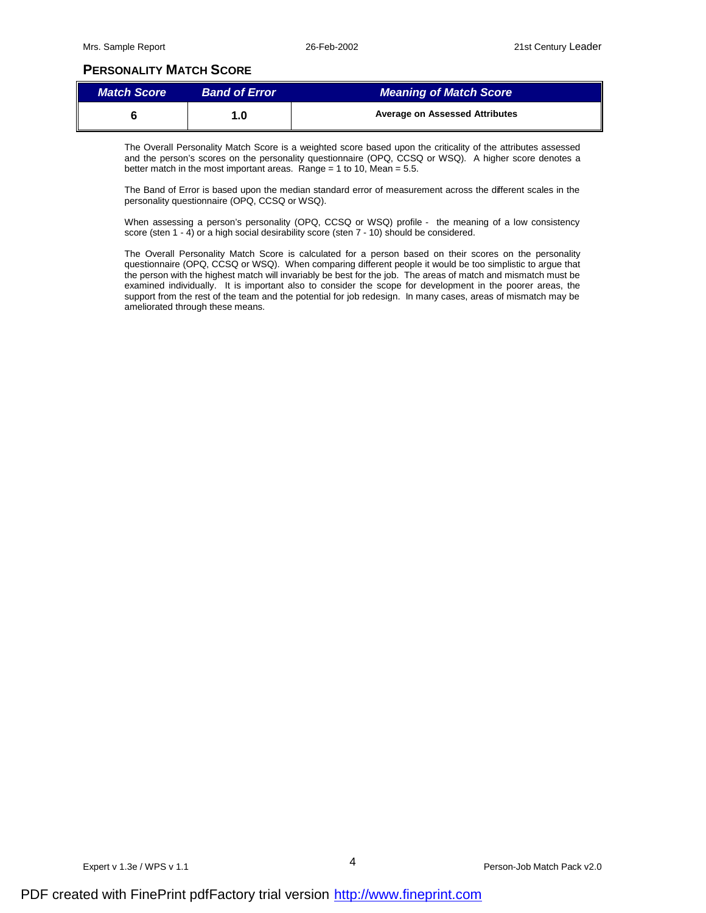## PERSONALITY MATCH SCORE

| *Match Score* | *Band of Error* | *Meaning of Match Score* |
|---|---|---|
| **6** | **1.0** | **Average on Assessed Attributes** |

The Overall Personality Match Score is a weighted score based upon the criticality of the attributes assessed and the person's scores on the personality questionnaire (OPQ, CCSQ or WSQ). A higher score denotes a better match in the most important areas. Range = 1 to 10, Mean = 5.5.

The Band of Error is based upon the median standard error of measurement across the different scales in the personality questionnaire (OPQ, CCSQ or WSQ).

When assessing a person's personality (OPQ, CCSQ or WSQ) profile - the meaning of a low consistency score (sten 1 - 4) or a high social desirability score (sten 7 - 10) should be considered.

The Overall Personality Match Score is calculated for a person based on their scores on the personality questionnaire (OPQ, CCSQ or WSQ). When comparing different people it would be too simplistic to argue that the person with the highest match will invariably be best for the job. The areas of match and mismatch must be examined individually. It is important also to consider the scope for development in the poorer areas, the support from the rest of the team and the potential for job redesign. In many cases, areas of mismatch may be ameliorated through these means.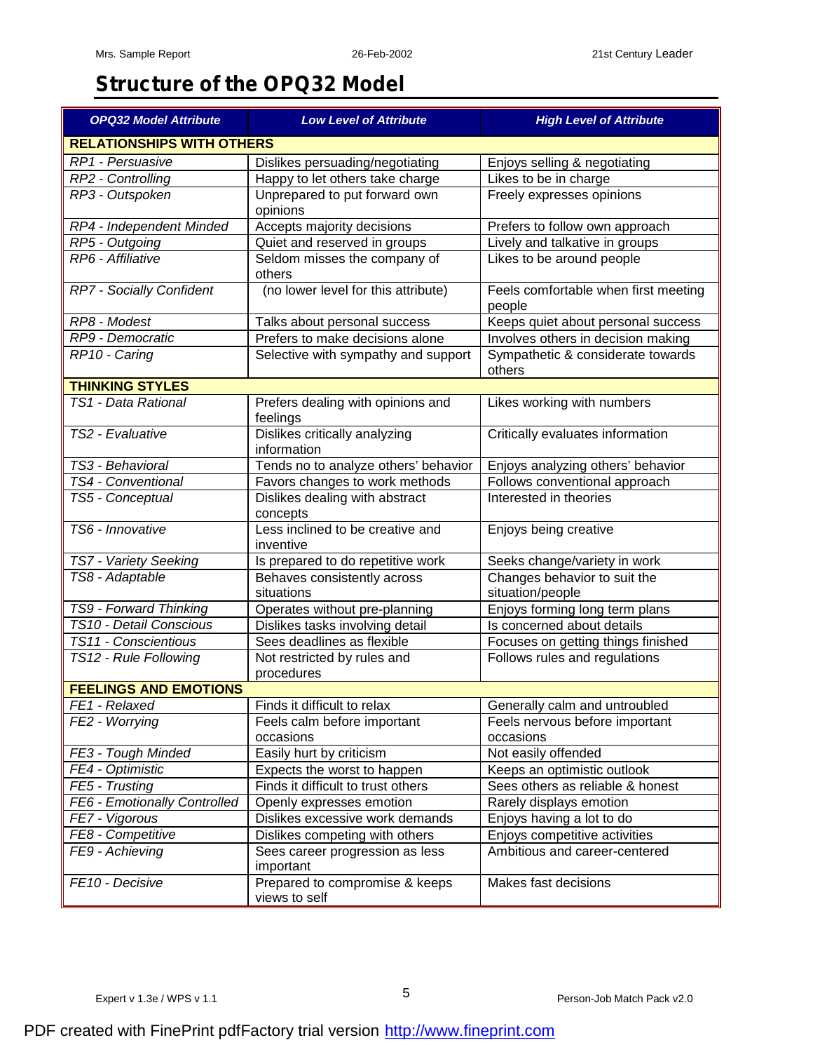# Structure of the OPQ32 Model

| OPQ32 Model Attribute | Low Level of Attribute | High Level of Attribute |
|---|---|---|
| **RELATIONSHIPS WITH OTHERS** | | |
| *RP1 - Persuasive* | Dislikes persuading/negotiating | Enjoys selling & negotiating |
| *RP2 - Controlling* | Happy to let others take charge | Likes to be in charge |
| *RP3 - Outspoken* | Unprepared to put forward own opinions | Freely expresses opinions |
| *RP4 - Independent Minded* | Accepts majority decisions | Prefers to follow own approach |
| *RP5 - Outgoing* | Quiet and reserved in groups | Lively and talkative in groups |
| *RP6 - Affiliative* | Seldom misses the company of others | Likes to be around people |
| *RP7 - Socially Confident* | (no lower level for this attribute) | Feels comfortable when first meeting people |
| *RP8 - Modest* | Talks about personal success | Keeps quiet about personal success |
| *RP9 - Democratic* | Prefers to make decisions alone | Involves others in decision making |
| *RP10 - Caring* | Selective with sympathy and support | Sympathetic & considerate towards others |
| **THINKING STYLES** | | |
| *TS1 - Data Rational* | Prefers dealing with opinions and feelings | Likes working with numbers |
| *TS2 - Evaluative* | Dislikes critically analyzing information | Critically evaluates information |
| *TS3 - Behavioral* | Tends no to analyze others' behavior | Enjoys analyzing others' behavior |
| *TS4 - Conventional* | Favors changes to work methods | Follows conventional approach |
| *TS5 - Conceptual* | Dislikes dealing with abstract concepts | Interested in theories |
| *TS6 - Innovative* | Less inclined to be creative and inventive | Enjoys being creative |
| *TS7 - Variety Seeking* | Is prepared to do repetitive work | Seeks change/variety in work |
| *TS8 - Adaptable* | Behaves consistently across situations | Changes behavior to suit the situation/people |
| *TS9 - Forward Thinking* | Operates without pre-planning | Enjoys forming long term plans |
| *TS10 - Detail Conscious* | Dislikes tasks involving detail | Is concerned about details |
| *TS11 - Conscientious* | Sees deadlines as flexible | Focuses on getting things finished |
| *TS12 - Rule Following* | Not restricted by rules and procedures | Follows rules and regulations |
| **FEELINGS AND EMOTIONS** | | |
| *FE1 - Relaxed* | Finds it difficult to relax | Generally calm and untroubled |
| *FE2 - Worrying* | Feels calm before important occasions | Feels nervous before important occasions |
| *FE3 - Tough Minded* | Easily hurt by criticism | Not easily offended |
| *FE4 - Optimistic* | Expects the worst to happen | Keeps an optimistic outlook |
| *FE5 - Trusting* | Finds it difficult to trust others | Sees others as reliable & honest |
| *FE6 - Emotionally Controlled* | Openly expresses emotion | Rarely displays emotion |
| *FE7 - Vigorous* | Dislikes excessive work demands | Enjoys having a lot to do |
| *FE8 - Competitive* | Dislikes competing with others | Enjoys competitive activities |
| *FE9 - Achieving* | Sees career progression as less important | Ambitious and career-centered |
| *FE10 - Decisive* | Prepared to compromise & keeps views to self | Makes fast decisions |